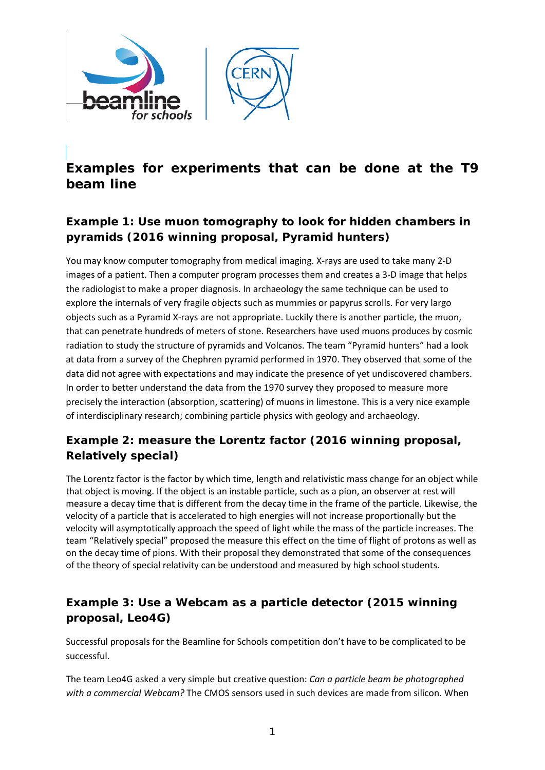# Examples for experiments that can be done at the T9 beam line

## Example 1: Use muon tomography to look for hidden chambers in pyramids (2016 winning proposal, Pyramid hunters)

You may know computer tomography from medical imaging. X-rays are used to take many 2-D images of a patient. Then a computer program processes them and creates a 3-D image that helps the radiologist to make a proper diagnosis. In archaeology the same technique can be used to explore the internals of very fragile objects such as mummies or papyrus scrolls. For very largo objects such as a Pyramid X-rays are not appropriate. Luckily there is another particle, the muon, that can penetrate hundreds of meters of stone. Researchers have used muons produces by cosmic radiation to study the structure of pyramids and Volcanos. The team "Pyramid hunters" had a look at data from a survey of the Chephren pyramid performed in 1970. They observed that some of the data did not agree with expectations and may indicate the presence of yet undiscovered chambers. In order to better understand the data from the 1970 survey they proposed to measure more precisely the interaction (absorption, scattering) of muons in limestone. This is a very nice example of interdisciplinary research; combining particle physics with geology and archaeology.

## Example 2: measure the Lorentz factor (2016 winning proposal, Relatively special)

The Lorentz factor is the factor by which time, length and relativistic mass change for an object while that object is moving. If the object is an instable particle, such as a pion, an observer at rest will measure a decay time that is different from the decay time in the frame of the particle. Likewise, the velocity of a particle that is accelerated to high energies will not increase proportionally but the velocity will asymptotically approach the speed of light while the mass of the particle increases. The team "Relatively special" proposed the measure this effect on the time of flight of protons as well as on the decay time of pions. With their proposal they demonstrated that some of the consequences of the theory of special relativity can be understood and measured by high school students.

## Example 3: Use a Webcam as a particle detector (2015 winning proposal, Leo4G)

Successful proposals for the Beamline for Schools competition don't have to be complicated to be successful.

The team Leo4G asked a very simple but creative question: *Can a particle beam be photographed with a commercial Webcam?* The CMOS sensors used in such devices are made from silicon. When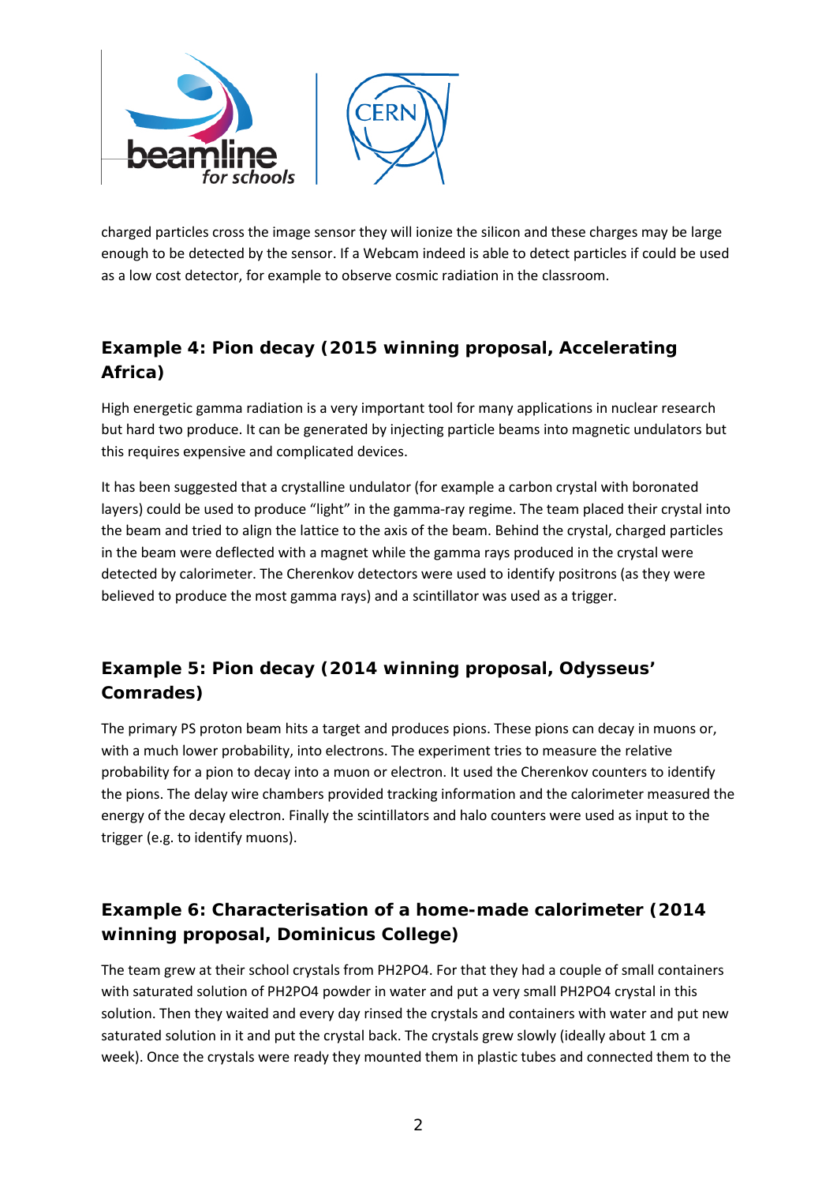charged particles cross the image sensor they will ionize the silicon and these charges may be large enough to be detected by the sensor. If a Webcam indeed is able to detect particles if could be used as a low cost detector, for example to observe cosmic radiation in the classroom.

## Example 4: Pion decay (2015 winning proposal, Accelerating Africa)

High energetic gamma radiation is a very important tool for many applications in nuclear research but hard two produce. It can be generated by injecting particle beams into magnetic undulators but this requires expensive and complicated devices.

It has been suggested that a crystalline undulator (for example a carbon crystal with boronated layers) could be used to produce "light" in the gamma-ray regime. The team placed their crystal into the beam and tried to align the lattice to the axis of the beam. Behind the crystal, charged particles in the beam were deflected with a magnet while the gamma rays produced in the crystal were detected by calorimeter. The Cherenkov detectors were used to identify positrons (as they were believed to produce the most gamma rays) and a scintillator was used as a trigger.

## Example 5: Pion decay (2014 winning proposal, Odysseus' Comrades)

The primary PS proton beam hits a target and produces pions. These pions can decay in muons or, with a much lower probability, into electrons. The experiment tries to measure the relative probability for a pion to decay into a muon or electron. It used the Cherenkov counters to identify the pions. The delay wire chambers provided tracking information and the calorimeter measured the energy of the decay electron. Finally the scintillators and halo counters were used as input to the trigger (e.g. to identify muons).

## Example 6: Characterisation of a home-made calorimeter (2014 winning proposal, Dominicus College)

The team grew at their school crystals from PH2PO4. For that they had a couple of small containers with saturated solution of PH2PO4 powder in water and put a very small PH2PO4 crystal in this solution. Then they waited and every day rinsed the crystals and containers with water and put new saturated solution in it and put the crystal back. The crystals grew slowly (ideally about 1 cm a week). Once the crystals were ready they mounted them in plastic tubes and connected them to the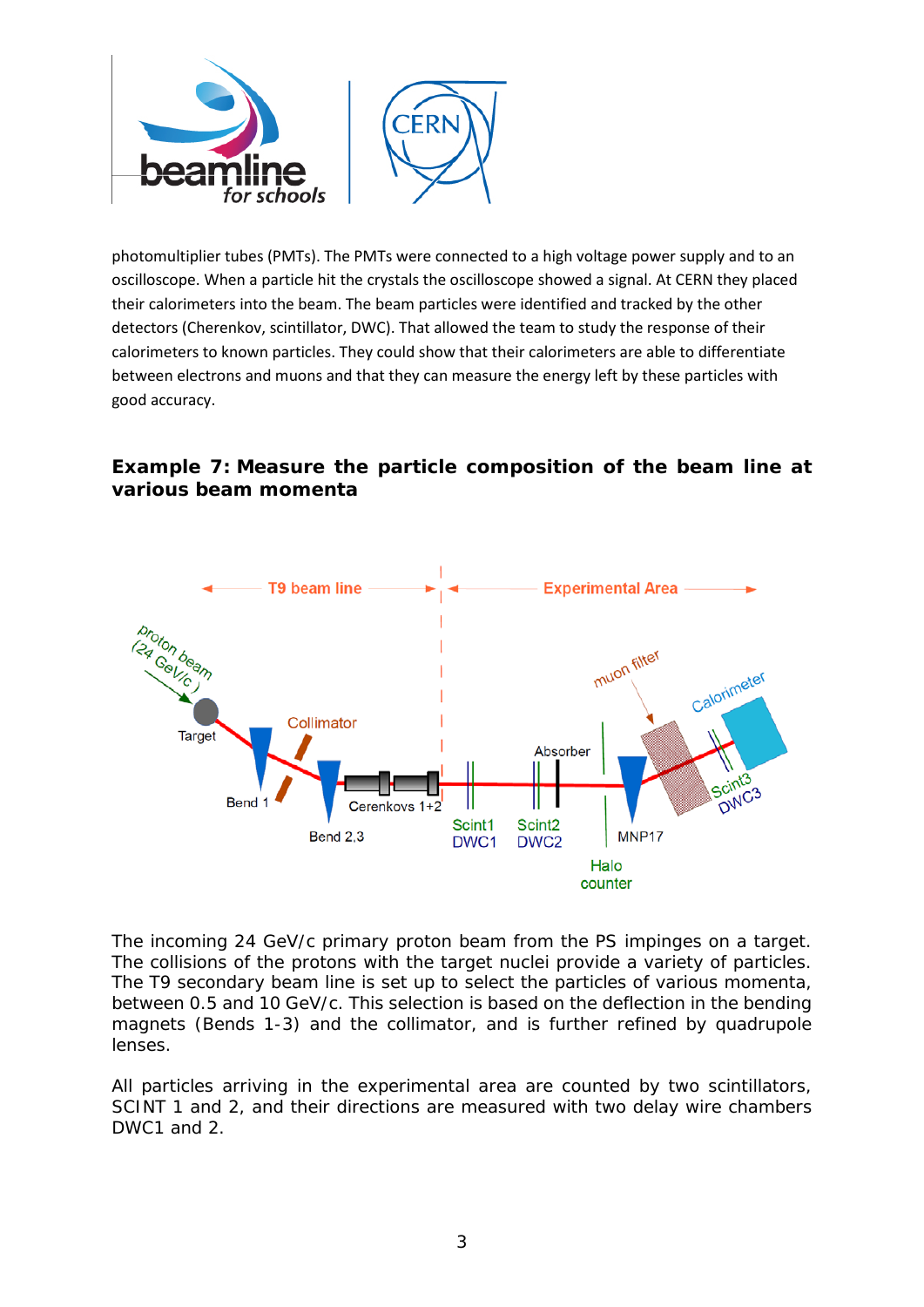photomultiplier tubes (PMTs). The PMTs were connected to a high voltage power supply and to an oscilloscope. When a particle hit the crystals the oscilloscope showed a signal. At CERN they placed their calorimeters into the beam. The beam particles were identified and tracked by the other detectors (Cherenkov, scintillator, DWC). That allowed the team to study the response of their calorimeters to known particles. They could show that their calorimeters are able to differentiate between electrons and muons and that they can measure the energy left by these particles with good accuracy.

### Example 7: Measure the particle composition of the beam line at various beam momenta

The incoming 24 GeV/c primary proton beam from the PS impinges on a target. The collisions of the protons with the target nuclei provide a variety of particles. The T9 secondary beam line is set up to select the particles of various momenta, between 0.5 and 10 GeV/c. This selection is based on the deflection in the bending magnets (Bends 1-3) and the collimator, and is further refined by quadrupole lenses.

All particles arriving in the experimental area are counted by two scintillators, SCINT 1 and 2, and their directions are measured with two delay wire chambers DWC1 and 2.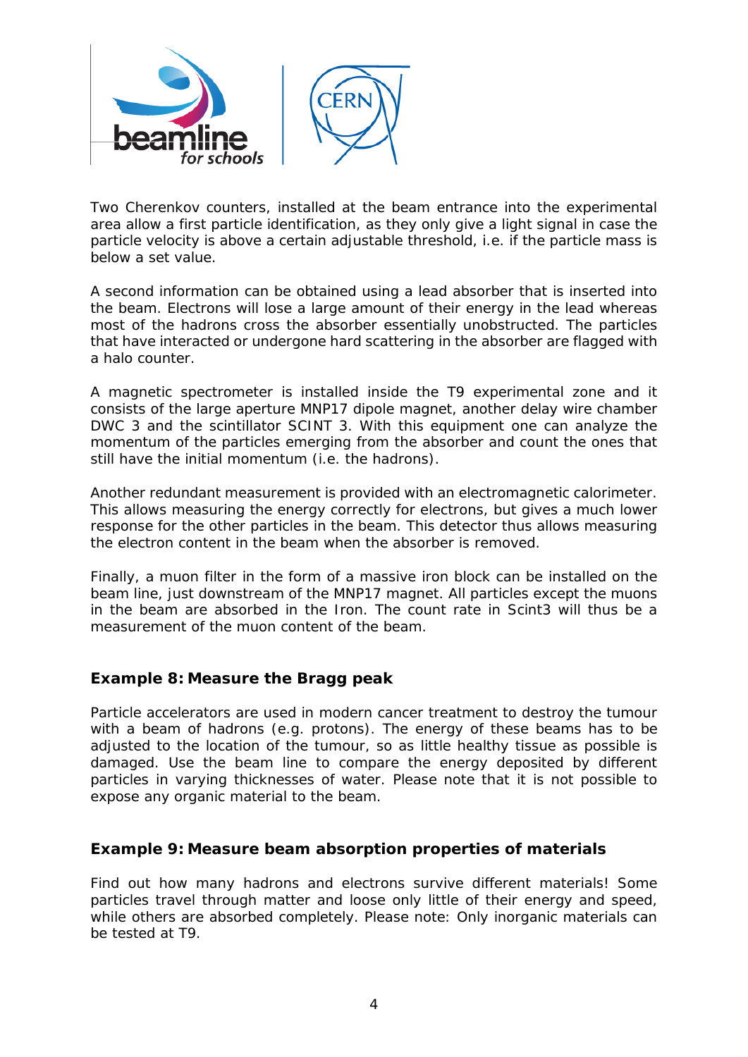Two Cherenkov counters, installed at the beam entrance into the experimental area allow a first particle identification, as they only give a light signal in case the particle velocity is above a certain adjustable threshold, i.e. if the particle mass is below a set value.

A second information can be obtained using a lead absorber that is inserted into the beam. Electrons will lose a large amount of their energy in the lead whereas most of the hadrons cross the absorber essentially unobstructed. The particles that have interacted or undergone hard scattering in the absorber are flagged with a halo counter.

A magnetic spectrometer is installed inside the T9 experimental zone and it consists of the large aperture MNP17 dipole magnet, another delay wire chamber DWC 3 and the scintillator SCINT 3. With this equipment one can analyze the momentum of the particles emerging from the absorber and count the ones that still have the initial momentum (i.e. the hadrons).

Another redundant measurement is provided with an electromagnetic calorimeter. This allows measuring the energy correctly for electrons, but gives a much lower response for the other particles in the beam. This detector thus allows measuring the electron content in the beam when the absorber is removed.

Finally, a muon filter in the form of a massive iron block can be installed on the beam line, just downstream of the MNP17 magnet. All particles except the muons in the beam are absorbed in the Iron. The count rate in Scint3 will thus be a measurement of the muon content of the beam.

### Example 8: Measure the Bragg peak

Particle accelerators are used in modern cancer treatment to destroy the tumour with a beam of hadrons (e.g. protons). The energy of these beams has to be adjusted to the location of the tumour, so as little healthy tissue as possible is damaged. Use the beam line to compare the energy deposited by different particles in varying thicknesses of water. Please note that it is not possible to expose any organic material to the beam.

### Example 9: Measure beam absorption properties of materials

Find out how many hadrons and electrons survive different materials! Some particles travel through matter and loose only little of their energy and speed, while others are absorbed completely. Please note: Only inorganic materials can be tested at T9.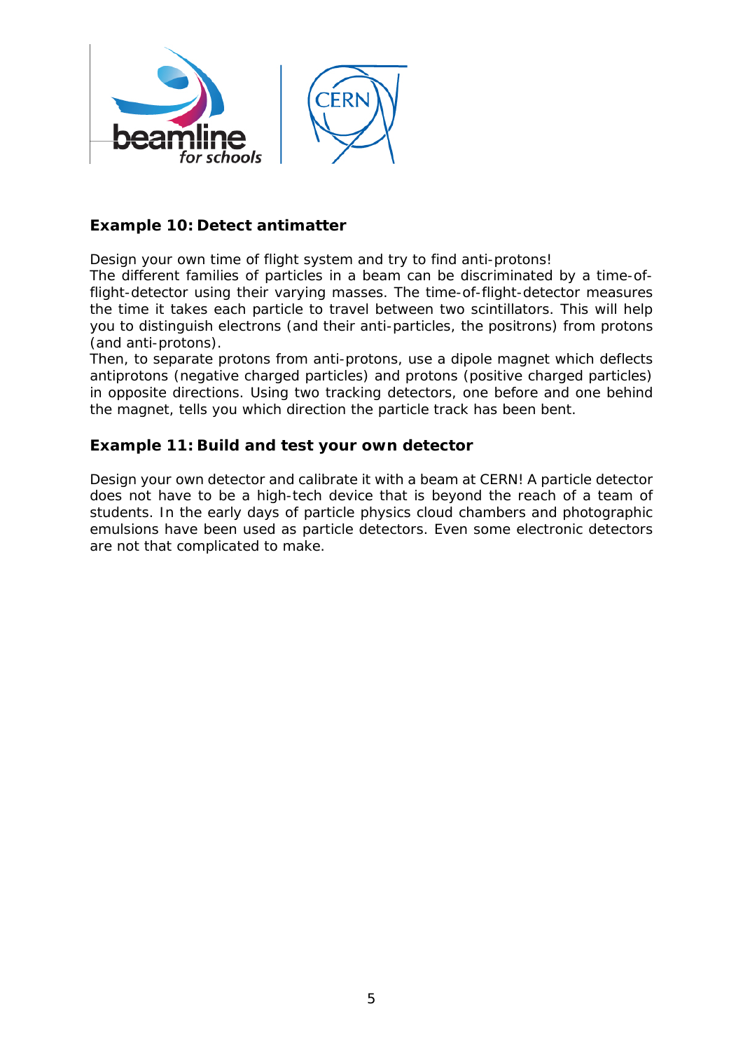### Example 10: Detect antimatter

Design your own time of flight system and try to find anti-protons!
The different families of particles in a beam can be discriminated by a time-of-flight-detector using their varying masses. The time-of-flight-detector measures the time it takes each particle to travel between two scintillators. This will help you to distinguish electrons (and their anti-particles, the positrons) from protons (and anti-protons).
Then, to separate protons from anti-protons, use a dipole magnet which deflects antiprotons (negative charged particles) and protons (positive charged particles) in opposite directions. Using two tracking detectors, one before and one behind the magnet, tells you which direction the particle track has been bent.

### Example 11: Build and test your own detector

Design your own detector and calibrate it with a beam at CERN! A particle detector does not have to be a high-tech device that is beyond the reach of a team of students. In the early days of particle physics cloud chambers and photographic emulsions have been used as particle detectors. Even some electronic detectors are not that complicated to make.